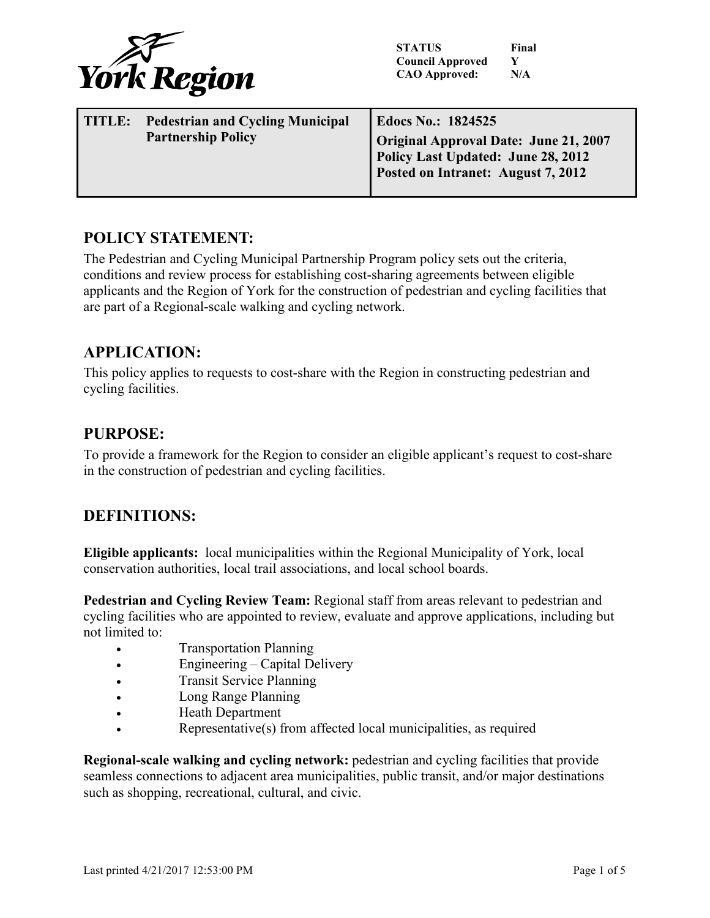York Region

| STATUS | Final |
|---|---|
| Council Approved | Y |
| CAO Approved: | N/A |

| TITLE: Pedestrian and Cycling Municipal Partnership Policy | Edocs No.: 1824525<br>Original Approval Date: June 21, 2007<br>Policy Last Updated: June 28, 2012<br>Posted on Intranet: August 7, 2012 |
|---|---|

## POLICY STATEMENT:

The Pedestrian and Cycling Municipal Partnership Program policy sets out the criteria, conditions and review process for establishing cost-sharing agreements between eligible applicants and the Region of York for the construction of pedestrian and cycling facilities that are part of a Regional-scale walking and cycling network.

## APPLICATION:

This policy applies to requests to cost-share with the Region in constructing pedestrian and cycling facilities.

## PURPOSE:

To provide a framework for the Region to consider an eligible applicant's request to cost-share in the construction of pedestrian and cycling facilities.

## DEFINITIONS:

**Eligible applicants:** local municipalities within the Regional Municipality of York, local conservation authorities, local trail associations, and local school boards.

**Pedestrian and Cycling Review Team:** Regional staff from areas relevant to pedestrian and cycling facilities who are appointed to review, evaluate and approve applications, including but not limited to:

- Transportation Planning
- Engineering – Capital Delivery
- Transit Service Planning
- Long Range Planning
- Heath Department
- Representative(s) from affected local municipalities, as required

**Regional-scale walking and cycling network:** pedestrian and cycling facilities that provide seamless connections to adjacent area municipalities, public transit, and/or major destinations such as shopping, recreational, cultural, and civic.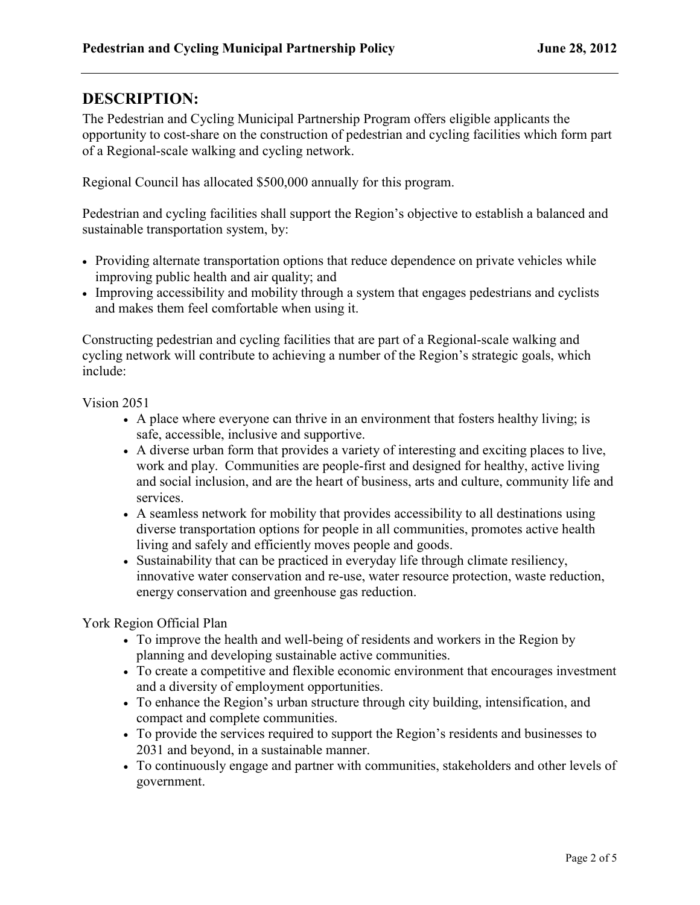## DESCRIPTION:

The Pedestrian and Cycling Municipal Partnership Program offers eligible applicants the opportunity to cost-share on the construction of pedestrian and cycling facilities which form part of a Regional-scale walking and cycling network.

Regional Council has allocated $500,000 annually for this program.

Pedestrian and cycling facilities shall support the Region's objective to establish a balanced and sustainable transportation system, by:

- Providing alternate transportation options that reduce dependence on private vehicles while improving public health and air quality; and
- Improving accessibility and mobility through a system that engages pedestrians and cyclists and makes them feel comfortable when using it.

Constructing pedestrian and cycling facilities that are part of a Regional-scale walking and cycling network will contribute to achieving a number of the Region's strategic goals, which include:

Vision 2051

- A place where everyone can thrive in an environment that fosters healthy living; is safe, accessible, inclusive and supportive.
- A diverse urban form that provides a variety of interesting and exciting places to live, work and play. Communities are people-first and designed for healthy, active living and social inclusion, and are the heart of business, arts and culture, community life and services.
- A seamless network for mobility that provides accessibility to all destinations using diverse transportation options for people in all communities, promotes active health living and safely and efficiently moves people and goods.
- Sustainability that can be practiced in everyday life through climate resiliency, innovative water conservation and re-use, water resource protection, waste reduction, energy conservation and greenhouse gas reduction.

York Region Official Plan

- To improve the health and well-being of residents and workers in the Region by planning and developing sustainable active communities.
- To create a competitive and flexible economic environment that encourages investment and a diversity of employment opportunities.
- To enhance the Region's urban structure through city building, intensification, and compact and complete communities.
- To provide the services required to support the Region's residents and businesses to 2031 and beyond, in a sustainable manner.
- To continuously engage and partner with communities, stakeholders and other levels of government.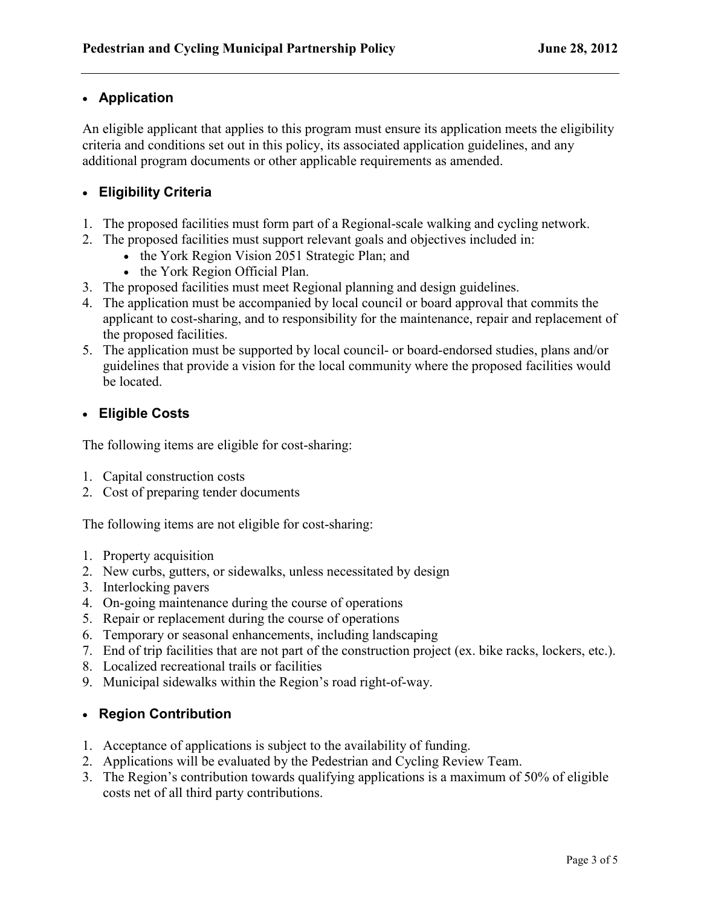- **Application**

An eligible applicant that applies to this program must ensure its application meets the eligibility criteria and conditions set out in this policy, its associated application guidelines, and any additional program documents or other applicable requirements as amended.

- **Eligibility Criteria**

1. The proposed facilities must form part of a Regional-scale walking and cycling network.
2. The proposed facilities must support relevant goals and objectives included in:
   - the York Region Vision 2051 Strategic Plan; and
   - the York Region Official Plan.
3. The proposed facilities must meet Regional planning and design guidelines.
4. The application must be accompanied by local council or board approval that commits the applicant to cost-sharing, and to responsibility for the maintenance, repair and replacement of the proposed facilities.
5. The application must be supported by local council- or board-endorsed studies, plans and/or guidelines that provide a vision for the local community where the proposed facilities would be located.

- **Eligible Costs**

The following items are eligible for cost-sharing:

1. Capital construction costs
2. Cost of preparing tender documents

The following items are not eligible for cost-sharing:

1. Property acquisition
2. New curbs, gutters, or sidewalks, unless necessitated by design
3. Interlocking pavers
4. On-going maintenance during the course of operations
5. Repair or replacement during the course of operations
6. Temporary or seasonal enhancements, including landscaping
7. End of trip facilities that are not part of the construction project (ex. bike racks, lockers, etc.).
8. Localized recreational trails or facilities
9. Municipal sidewalks within the Region's road right-of-way.

- **Region Contribution**

1. Acceptance of applications is subject to the availability of funding.
2. Applications will be evaluated by the Pedestrian and Cycling Review Team.
3. The Region's contribution towards qualifying applications is a maximum of 50% of eligible costs net of all third party contributions.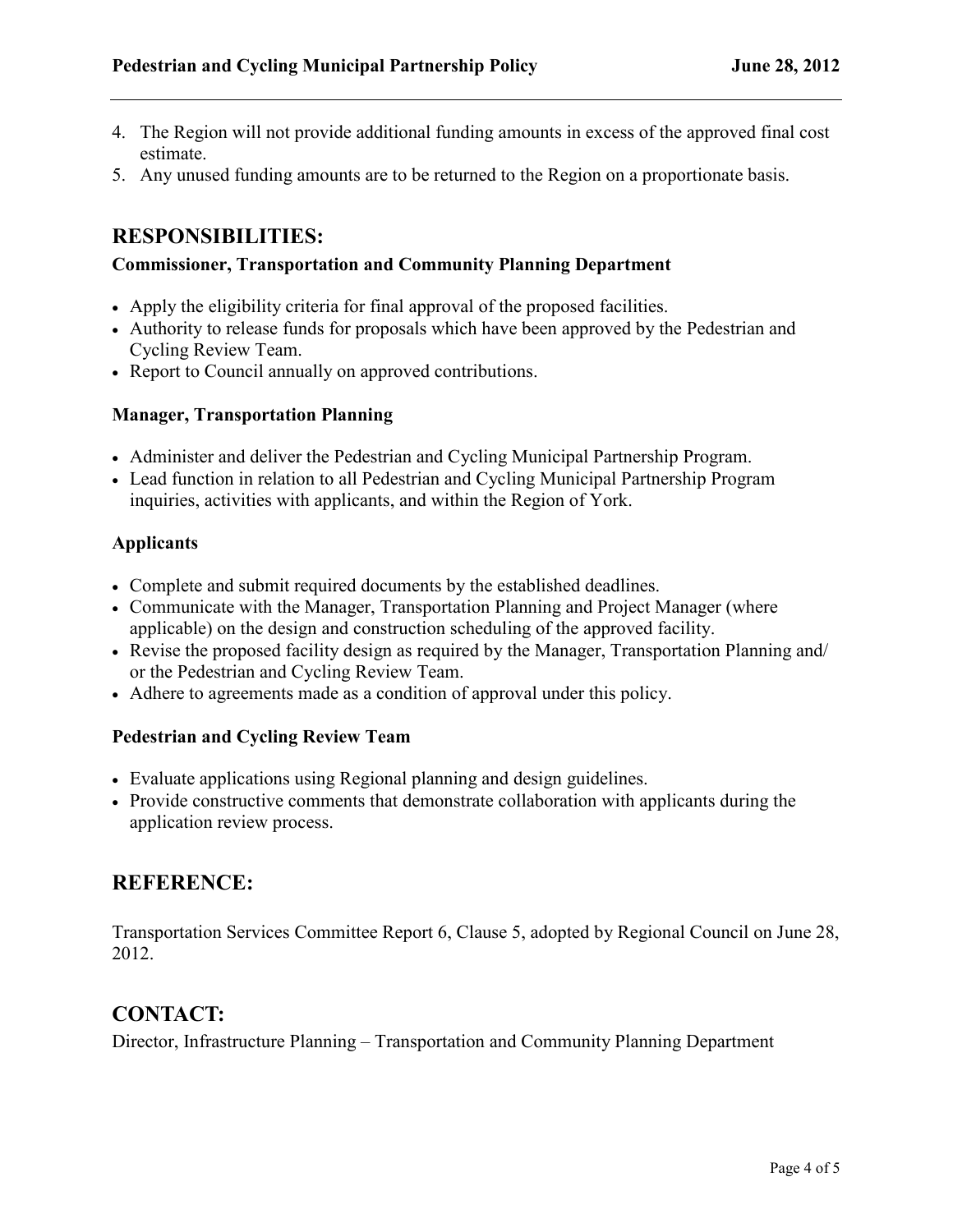4. The Region will not provide additional funding amounts in excess of the approved final cost estimate.
5. Any unused funding amounts are to be returned to the Region on a proportionate basis.

## RESPONSIBILITIES:

**Commissioner, Transportation and Community Planning Department**

- Apply the eligibility criteria for final approval of the proposed facilities.
- Authority to release funds for proposals which have been approved by the Pedestrian and Cycling Review Team.
- Report to Council annually on approved contributions.

**Manager, Transportation Planning**

- Administer and deliver the Pedestrian and Cycling Municipal Partnership Program.
- Lead function in relation to all Pedestrian and Cycling Municipal Partnership Program inquiries, activities with applicants, and within the Region of York.

**Applicants**

- Complete and submit required documents by the established deadlines.
- Communicate with the Manager, Transportation Planning and Project Manager (where applicable) on the design and construction scheduling of the approved facility.
- Revise the proposed facility design as required by the Manager, Transportation Planning and/ or the Pedestrian and Cycling Review Team.
- Adhere to agreements made as a condition of approval under this policy.

**Pedestrian and Cycling Review Team**

- Evaluate applications using Regional planning and design guidelines.
- Provide constructive comments that demonstrate collaboration with applicants during the application review process.

## REFERENCE:

Transportation Services Committee Report 6, Clause 5, adopted by Regional Council on June 28, 2012.

## CONTACT:

Director, Infrastructure Planning – Transportation and Community Planning Department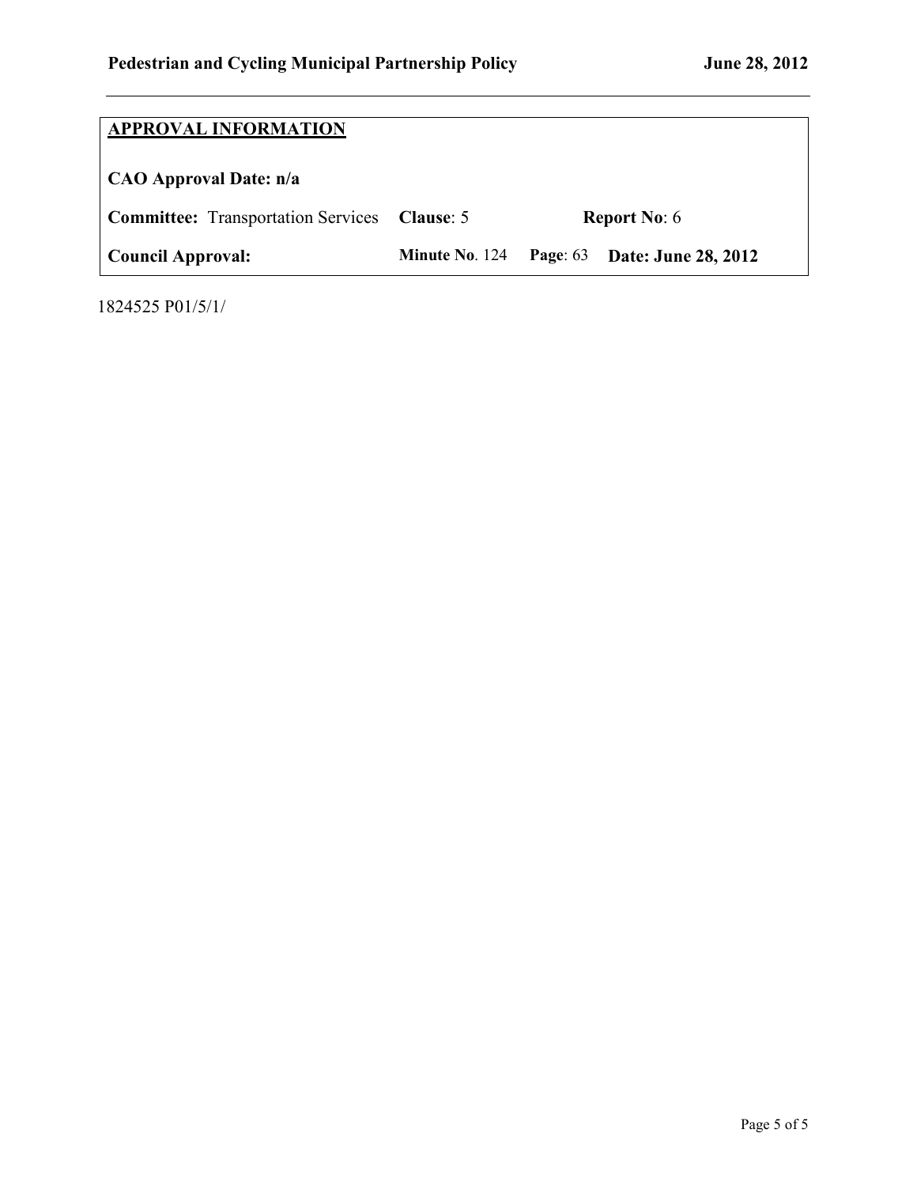## APPROVAL INFORMATION

**CAO Approval Date: n/a**

| | | | |
|---|---|---|---|
| **Committee:** Transportation Services | **Clause**: 5 | | **Report No**: 6 |
| **Council Approval:** | **Minute No**. 124 | **Page**: 63 | **Date: June 28, 2012** |

1824525 P01/5/1/